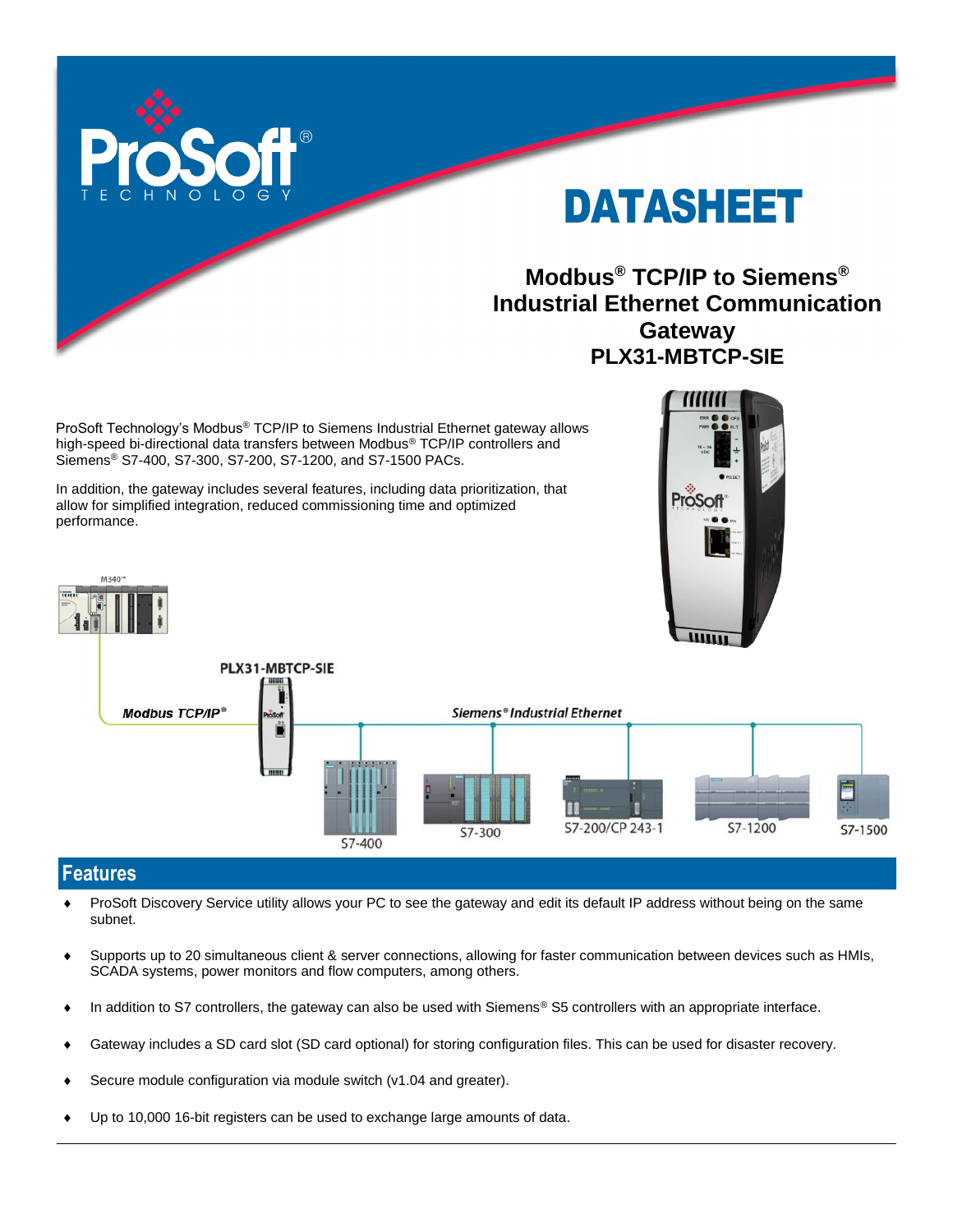# DATASHEET

## Modbus® TCP/IP to Siemens® Industrial Ethernet Communication Gateway PLX31-MBTCP-SIE

ProSoft Technology's Modbus® TCP/IP to Siemens Industrial Ethernet gateway allows high-speed bi-directional data transfers between Modbus® TCP/IP controllers and Siemens® S7-400, S7-300, S7-200, S7-1200, and S7-1500 PACs.

In addition, the gateway includes several features, including data prioritization, that allow for simplified integration, reduced commissioning time and optimized performance.

## Features

- ProSoft Discovery Service utility allows your PC to see the gateway and edit its default IP address without being on the same subnet.
- Supports up to 20 simultaneous client & server connections, allowing for faster communication between devices such as HMIs, SCADA systems, power monitors and flow computers, among others.
- In addition to S7 controllers, the gateway can also be used with Siemens® S5 controllers with an appropriate interface.
- Gateway includes a SD card slot (SD card optional) for storing configuration files. This can be used for disaster recovery.
- Secure module configuration via module switch (v1.04 and greater).
- Up to 10,000 16-bit registers can be used to exchange large amounts of data.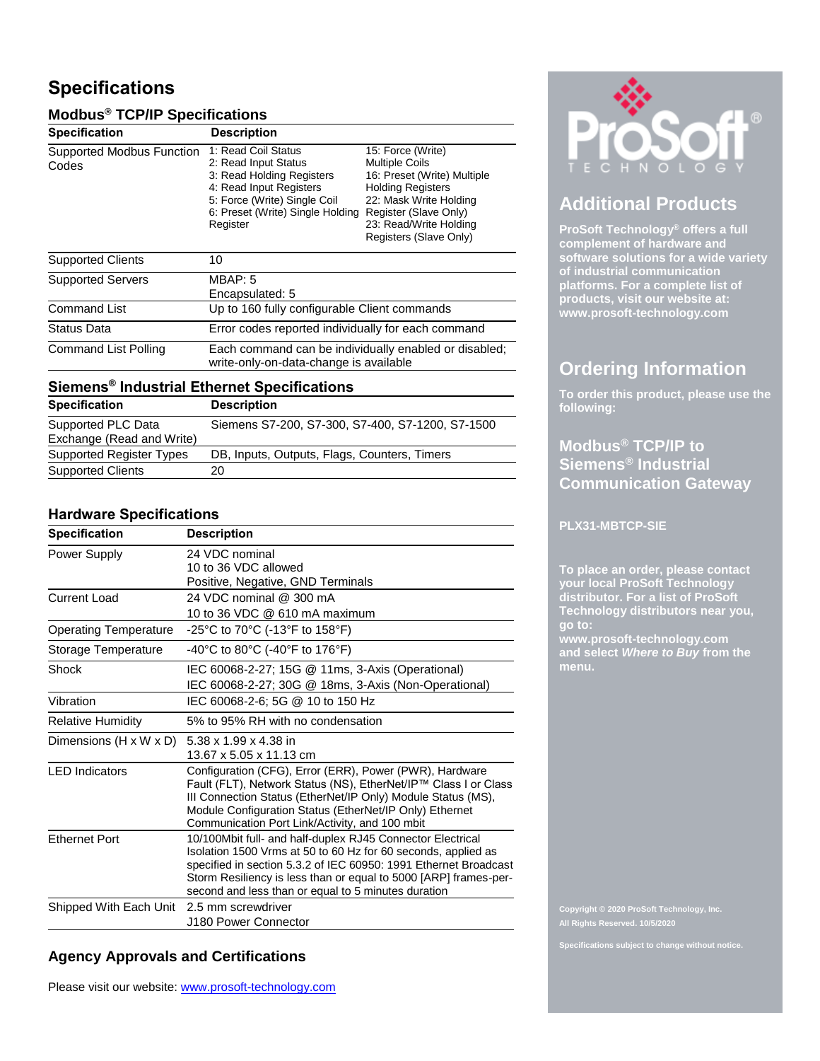# Specifications

## Modbus® TCP/IP Specifications

| Specification | Description |
|---|---|
| Supported Modbus Function Codes | 1: Read Coil Status<br>2: Read Input Status<br>3: Read Holding Registers<br>4: Read Input Registers<br>5: Force (Write) Single Coil<br>6: Preset (Write) Single Holding Register<br>15: Force (Write) Multiple Coils<br>16: Preset (Write) Multiple Holding Registers<br>22: Mask Write Holding Register (Slave Only)<br>23: Read/Write Holding Registers (Slave Only) |
| Supported Clients | 10 |
| Supported Servers | MBAP: 5<br>Encapsulated: 5 |
| Command List | Up to 160 fully configurable Client commands |
| Status Data | Error codes reported individually for each command |
| Command List Polling | Each command can be individually enabled or disabled; write-only-on-data-change is available |

## Siemens® Industrial Ethernet Specifications

| Specification | Description |
|---|---|
| Supported PLC Data Exchange (Read and Write) | Siemens S7-200, S7-300, S7-400, S7-1200, S7-1500 |
| Supported Register Types | DB, Inputs, Outputs, Flags, Counters, Timers |
| Supported Clients | 20 |

## Hardware Specifications

| Specification | Description |
|---|---|
| Power Supply | 24 VDC nominal<br>10 to 36 VDC allowed<br>Positive, Negative, GND Terminals |
| Current Load | 24 VDC nominal @ 300 mA<br>10 to 36 VDC @ 610 mA maximum |
| Operating Temperature | -25°C to 70°C (-13°F to 158°F) |
| Storage Temperature | -40°C to 80°C (-40°F to 176°F) |
| Shock | IEC 60068-2-27; 15G @ 11ms, 3-Axis (Operational)<br>IEC 60068-2-27; 30G @ 18ms, 3-Axis (Non-Operational) |
| Vibration | IEC 60068-2-6; 5G @ 10 to 150 Hz |
| Relative Humidity | 5% to 95% RH with no condensation |
| Dimensions (H x W x D) | 5.38 x 1.99 x 4.38 in<br>13.67 x 5.05 x 11.13 cm |
| LED Indicators | Configuration (CFG), Error (ERR), Power (PWR), Hardware Fault (FLT), Network Status (NS), EtherNet/IP™ Class I or Class III Connection Status (EtherNet/IP Only) Module Status (MS), Module Configuration Status (EtherNet/IP Only) Ethernet Communication Port Link/Activity, and 100 mbit |
| Ethernet Port | 10/100Mbit full- and half-duplex RJ45 Connector Electrical Isolation 1500 Vrms at 50 to 60 Hz for 60 seconds, applied as specified in section 5.3.2 of IEC 60950: 1991 Ethernet Broadcast Storm Resiliency is less than or equal to 5000 [ARP] frames-per-second and less than or equal to 5 minutes duration |
| Shipped With Each Unit | 2.5 mm screwdriver<br>J180 Power Connector |

## Agency Approvals and Certifications

Please visit our website: www.prosoft-technology.com

ProSoft TECHNOLOGY

## Additional Products

**ProSoft Technology® offers a full complement of hardware and software solutions for a wide variety of industrial communication platforms. For a complete list of products, visit our website at: www.prosoft-technology.com**

## Ordering Information

**To order this product, please use the following:**

### Modbus® TCP/IP to Siemens® Industrial Communication Gateway

**PLX31-MBTCP-SIE**

**To place an order, please contact your local ProSoft Technology distributor. For a list of ProSoft Technology distributors near you, go to: www.prosoft-technology.com and select *Where to Buy* from the menu.**

Copyright © 2020 ProSoft Technology, Inc.
All Rights Reserved. 10/5/2020

Specifications subject to change without notice.